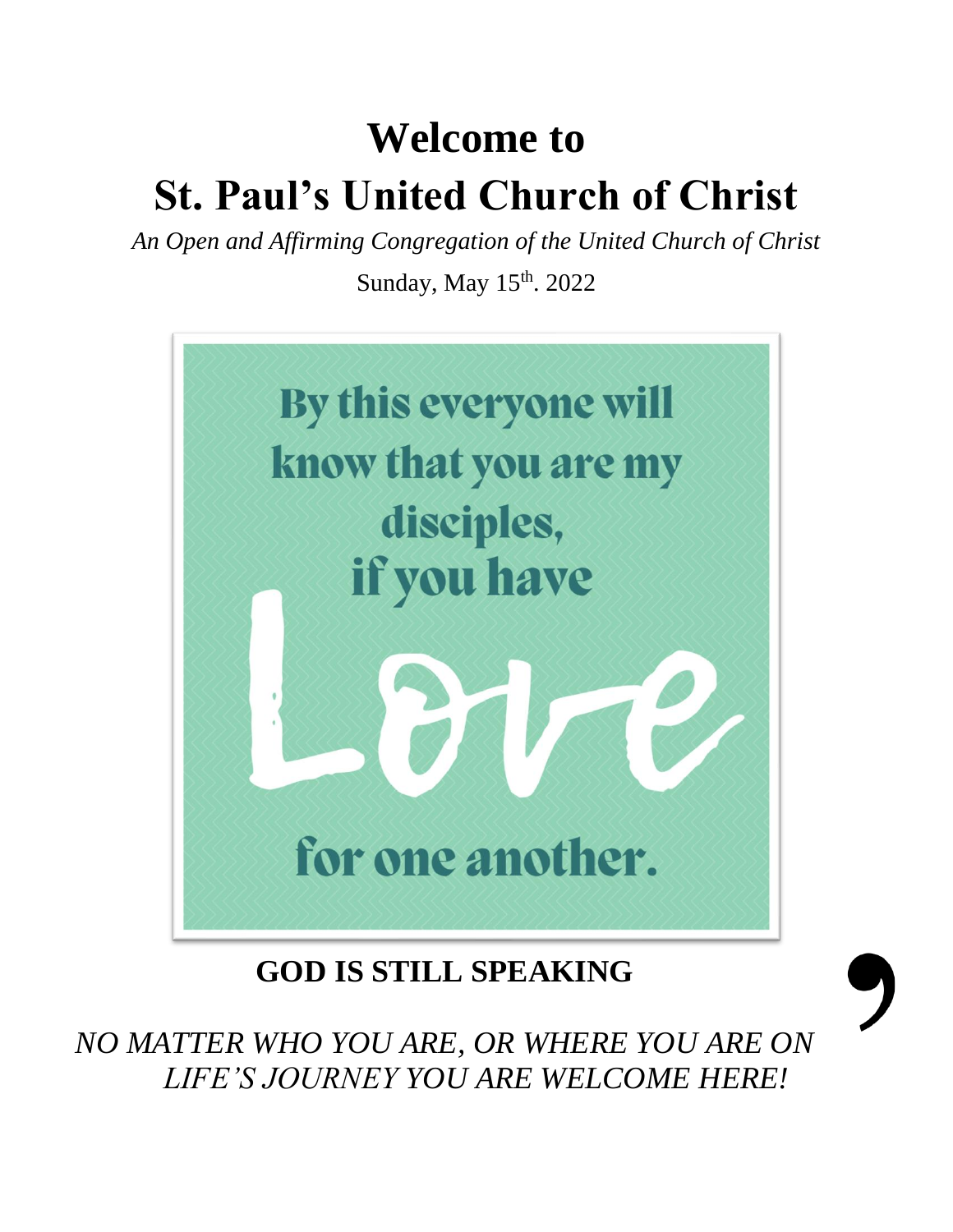# Welcome to
# St. Paul's United Church of Christ

*An Open and Affirming Congregation of the United Church of Christ*

Sunday, May 15th. 2022

By this everyone will know that you are my disciples, if you have Love for one another.

**GOD IS STILL SPEAKING,**

*NO MATTER WHO YOU ARE, OR WHERE YOU ARE ON LIFE'S JOURNEY YOU ARE WELCOME HERE!*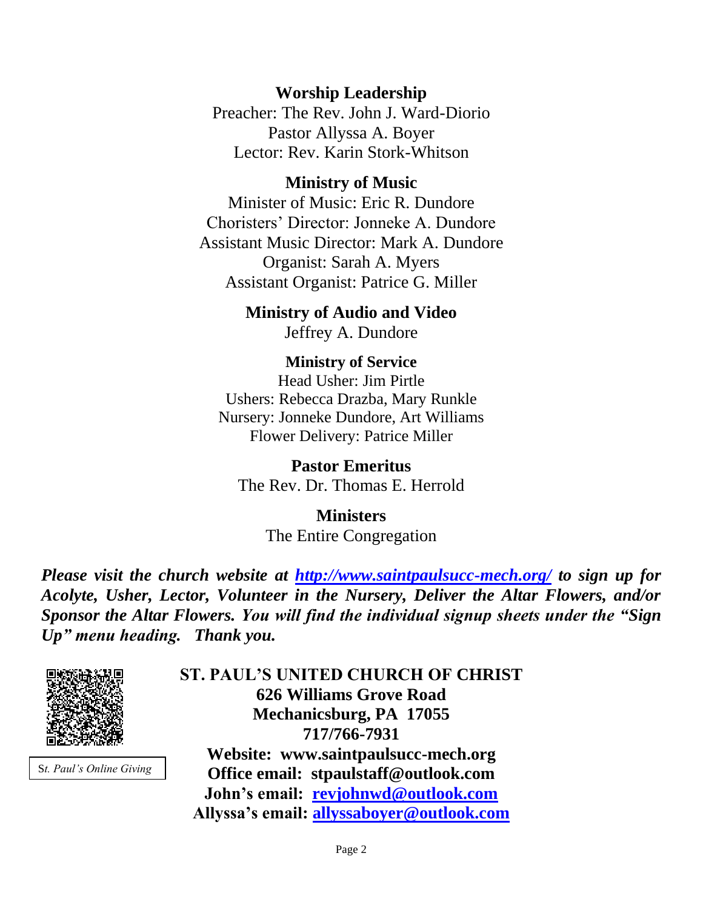**Worship Leadership**

Preacher: The Rev. John J. Ward-Diorio
Pastor Allyssa A. Boyer
Lector: Rev. Karin Stork-Whitson

**Ministry of Music**

Minister of Music: Eric R. Dundore
Choristers' Director: Jonneke A. Dundore
Assistant Music Director: Mark A. Dundore
Organist: Sarah A. Myers
Assistant Organist: Patrice G. Miller

**Ministry of Audio and Video**

Jeffrey A. Dundore

**Ministry of Service**

Head Usher: Jim Pirtle
Ushers: Rebecca Drazba, Mary Runkle
Nursery: Jonneke Dundore, Art Williams
Flower Delivery: Patrice Miller

**Pastor Emeritus**

The Rev. Dr. Thomas E. Herrold

**Ministers**

The Entire Congregation

***Please visit the church website at [http://www.saintpaulsucc-mech.org/](http://www.saintpaulsucc-mech.org/) to sign up for Acolyte, Usher, Lector, Volunteer in the Nursery, Deliver the Altar Flowers, and/or Sponsor the Altar Flowers. You will find the individual signup sheets under the "Sign Up" menu heading. Thank you.***

St*. Paul's Online Giving*

**ST. PAUL'S UNITED CHURCH OF CHRIST**
**626 Williams Grove Road**
**Mechanicsburg, PA 17055**
**717/766-7931**
**Website: www.saintpaulsucc-mech.org**
**Office email: stpaulstaff@outlook.com**
**John's email: [revjohnwd@outlook.com](mailto:revjohnwd@outlook.com)**
**Allyssa's email: [allyssaboyer@outlook.com](mailto:allyssaboyer@outlook.com)**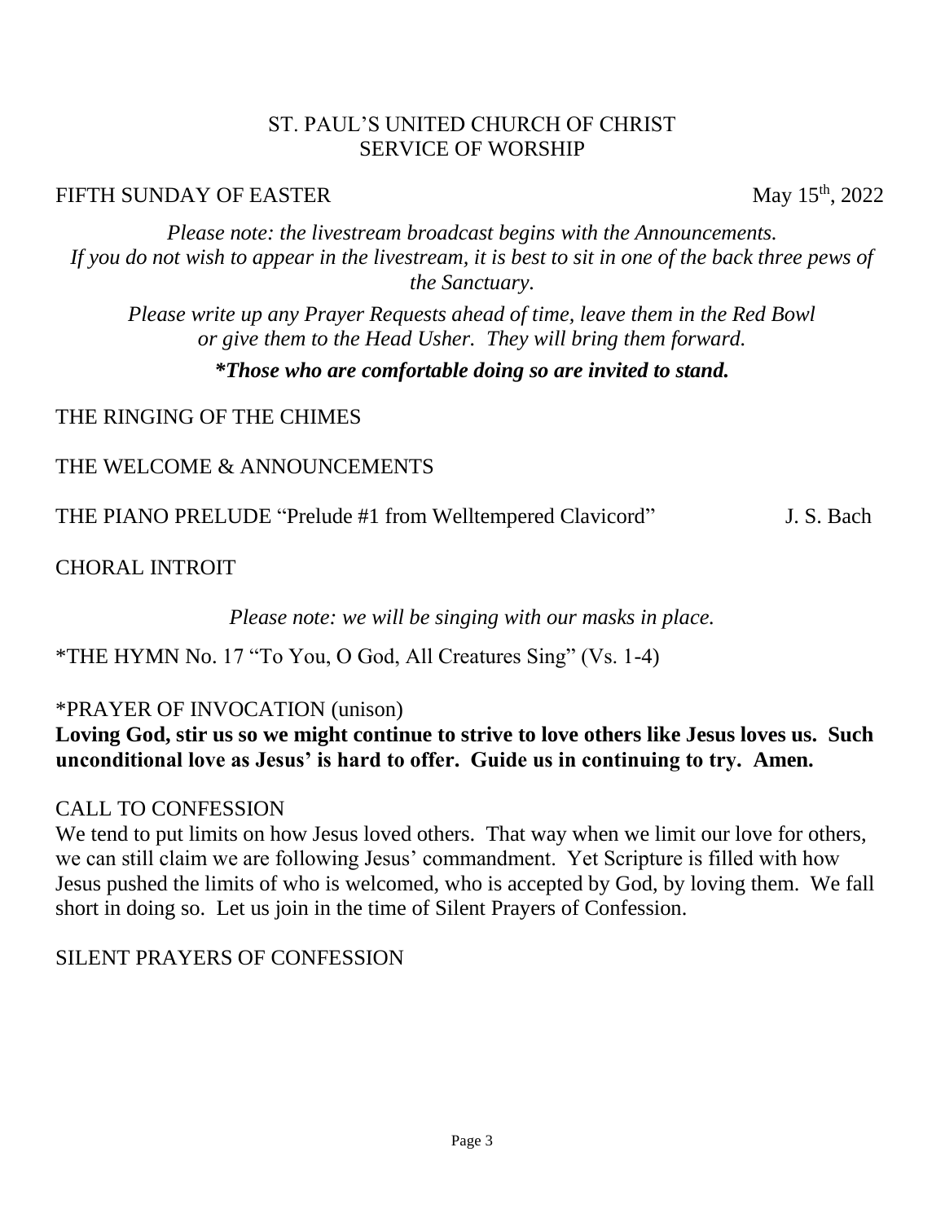ST. PAUL'S UNITED CHURCH OF CHRIST
SERVICE OF WORSHIP

FIFTH SUNDAY OF EASTER May 15th, 2022

*Please note: the livestream broadcast begins with the Announcements. If you do not wish to appear in the livestream, it is best to sit in one of the back three pews of the Sanctuary.*

*Please write up any Prayer Requests ahead of time, leave them in the Red Bowl or give them to the Head Usher. They will bring them forward.*

***Those who are comfortable doing so are invited to stand.***

THE RINGING OF THE CHIMES

THE WELCOME & ANNOUNCEMENTS

THE PIANO PRELUDE "Prelude #1 from Welltempered Clavicord" J. S. Bach

CHORAL INTROIT

*Please note: we will be singing with our masks in place.*

*THE HYMN No. 17 "To You, O God, All Creatures Sing" (Vs. 1-4)

*PRAYER OF INVOCATION (unison)

**Loving God, stir us so we might continue to strive to love others like Jesus loves us. Such unconditional love as Jesus' is hard to offer. Guide us in continuing to try. Amen.**

CALL TO CONFESSION

We tend to put limits on how Jesus loved others. That way when we limit our love for others, we can still claim we are following Jesus' commandment. Yet Scripture is filled with how Jesus pushed the limits of who is welcomed, who is accepted by God, by loving them. We fall short in doing so. Let us join in the time of Silent Prayers of Confession.

SILENT PRAYERS OF CONFESSION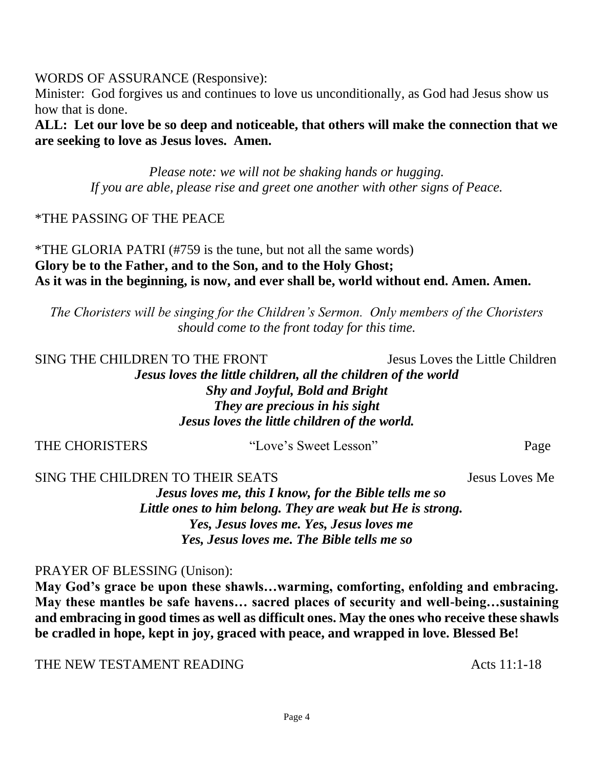WORDS OF ASSURANCE (Responsive):

Minister: God forgives us and continues to love us unconditionally, as God had Jesus show us how that is done.

**ALL: Let our love be so deep and noticeable, that others will make the connection that we are seeking to love as Jesus loves. Amen.**

*Please note: we will not be shaking hands or hugging.*
*If you are able, please rise and greet one another with other signs of Peace.*

*THE PASSING OF THE PEACE

*THE GLORIA PATRI (#759 is the tune, but not all the same words)

**Glory be to the Father, and to the Son, and to the Holy Ghost;**
**As it was in the beginning, is now, and ever shall be, world without end. Amen. Amen.**

*The Choristers will be singing for the Children's Sermon. Only members of the Choristers should come to the front today for this time.*

SING THE CHILDREN TO THE FRONT — Jesus Loves the Little Children

***Jesus loves the little children, all the children of the world***
***Shy and Joyful, Bold and Bright***
***They are precious in his sight***
***Jesus loves the little children of the world.***

THE CHORISTERS — "Love's Sweet Lesson" — Page

SING THE CHILDREN TO THEIR SEATS — Jesus Loves Me

***Jesus loves me, this I know, for the Bible tells me so***
***Little ones to him belong. They are weak but He is strong.***
***Yes, Jesus loves me. Yes, Jesus loves me***
***Yes, Jesus loves me. The Bible tells me so***

PRAYER OF BLESSING (Unison):

**May God's grace be upon these shawls…warming, comforting, enfolding and embracing. May these mantles be safe havens… sacred places of security and well-being…sustaining and embracing in good times as well as difficult ones. May the ones who receive these shawls be cradled in hope, kept in joy, graced with peace, and wrapped in love. Blessed Be!**

THE NEW TESTAMENT READING — Acts 11:1-18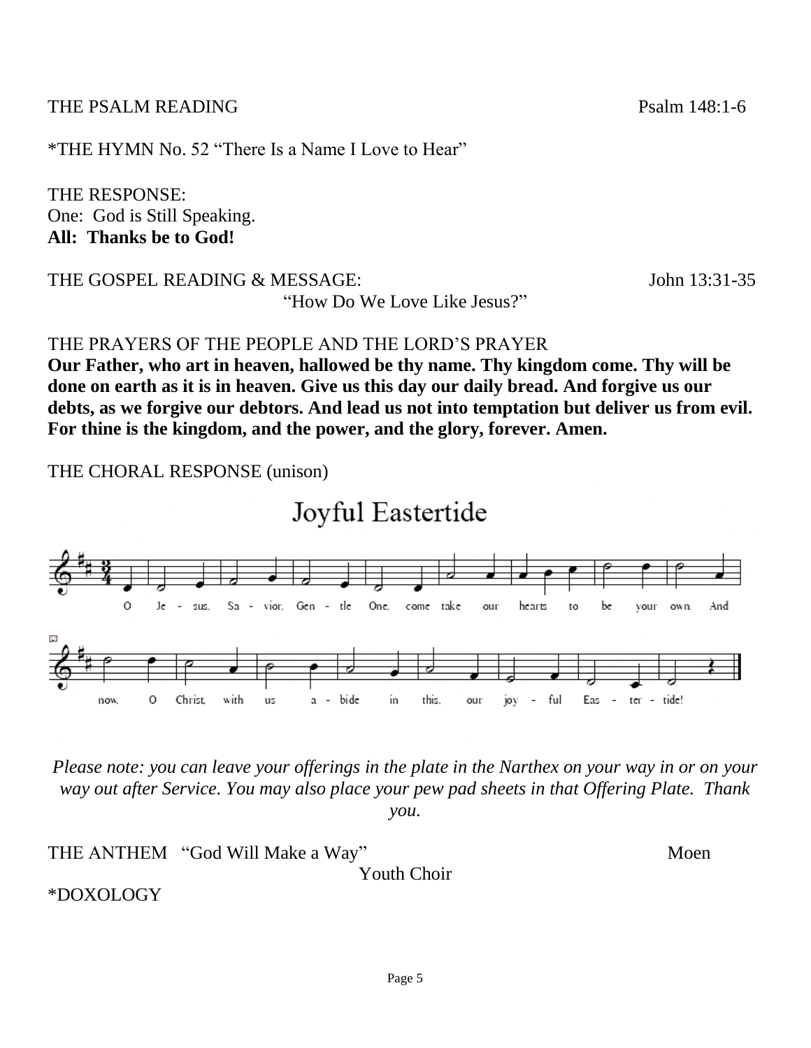THE PSALM READING Psalm 148:1-6

*THE HYMN No. 52 "There Is a Name I Love to Hear"

THE RESPONSE:
One: God is Still Speaking.
**All: Thanks be to God!**

THE GOSPEL READING & MESSAGE: John 13:31-35
"How Do We Love Like Jesus?"

THE PRAYERS OF THE PEOPLE AND THE LORD'S PRAYER
**Our Father, who art in heaven, hallowed be thy name. Thy kingdom come. Thy will be done on earth as it is in heaven. Give us this day our daily bread. And forgive us our debts, as we forgive our debtors. And lead us not into temptation but deliver us from evil. For thine is the kingdom, and the power, and the glory, forever. Amen.**

THE CHORAL RESPONSE (unison)

Joyful Eastertide

O Je - sus, Sa - vior, Gen - tle One, come take our hearts to be your own. And now, O Christ, with us a - bide in this, our joy - ful Eas - ter - tide!

*Please note: you can leave your offerings in the plate in the Narthex on your way in or on your way out after Service. You may also place your pew pad sheets in that Offering Plate. Thank you.*

THE ANTHEM "God Will Make a Way" Moen
Youth Choir

*DOXOLOGY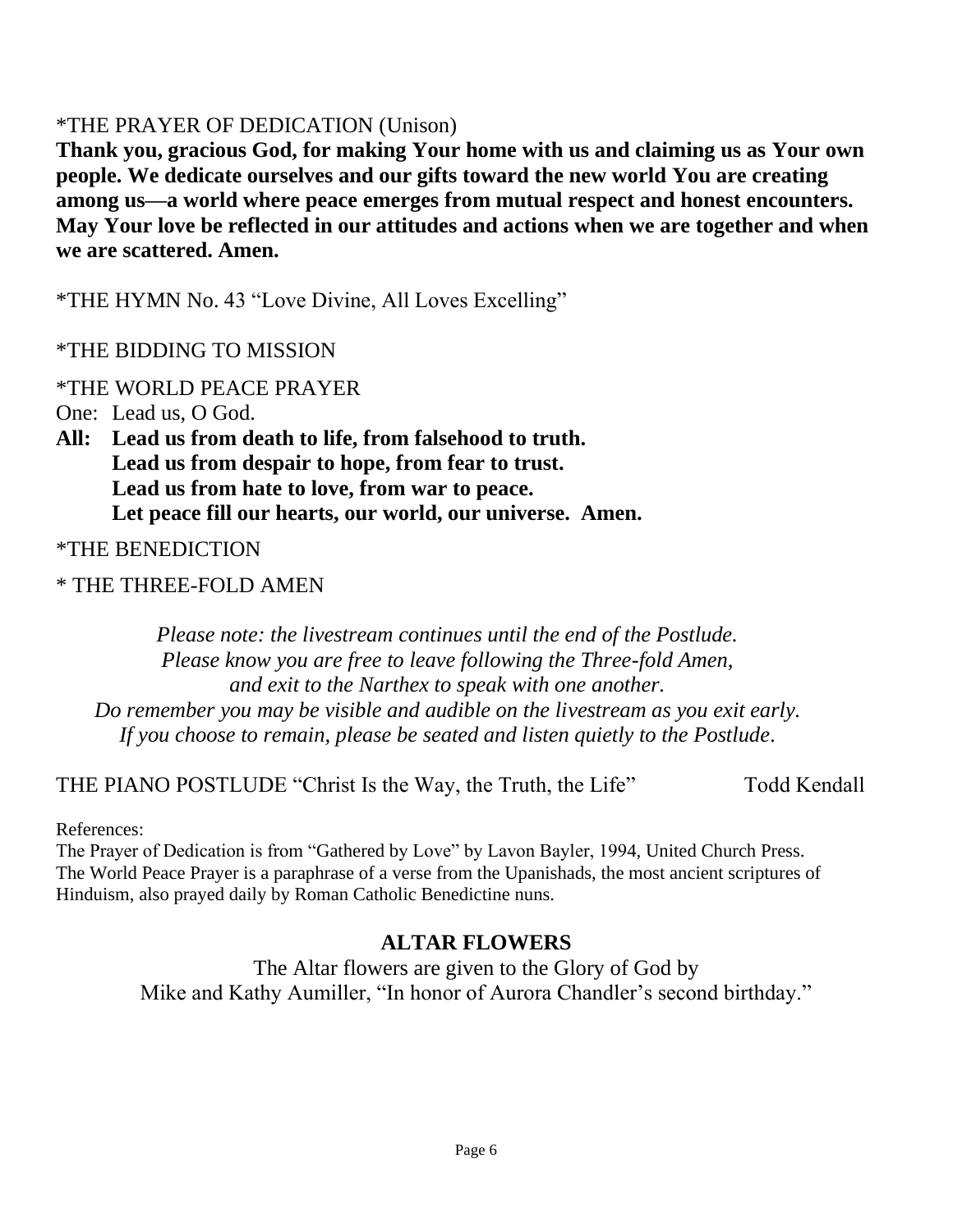\*THE PRAYER OF DEDICATION (Unison)

**Thank you, gracious God, for making Your home with us and claiming us as Your own people. We dedicate ourselves and our gifts toward the new world You are creating among us—a world where peace emerges from mutual respect and honest encounters. May Your love be reflected in our attitudes and actions when we are together and when we are scattered. Amen.**

\*THE HYMN No. 43 "Love Divine, All Loves Excelling"

\*THE BIDDING TO MISSION

\*THE WORLD PEACE PRAYER

One: Lead us, O God.

**All: Lead us from death to life, from falsehood to truth.**
**Lead us from despair to hope, from fear to trust.**
**Lead us from hate to love, from war to peace.**
**Let peace fill our hearts, our world, our universe. Amen.**

\*THE BENEDICTION

\* THE THREE-FOLD AMEN

*Please note: the livestream continues until the end of the Postlude.*
*Please know you are free to leave following the Three-fold Amen,*
*and exit to the Narthex to speak with one another.*
*Do remember you may be visible and audible on the livestream as you exit early.*
*If you choose to remain, please be seated and listen quietly to the Postlude.*

THE PIANO POSTLUDE "Christ Is the Way, the Truth, the Life" Todd Kendall

References:
The Prayer of Dedication is from "Gathered by Love" by Lavon Bayler, 1994, United Church Press.
The World Peace Prayer is a paraphrase of a verse from the Upanishads, the most ancient scriptures of Hinduism, also prayed daily by Roman Catholic Benedictine nuns.

## ALTAR FLOWERS

The Altar flowers are given to the Glory of God by
Mike and Kathy Aumiller, "In honor of Aurora Chandler's second birthday."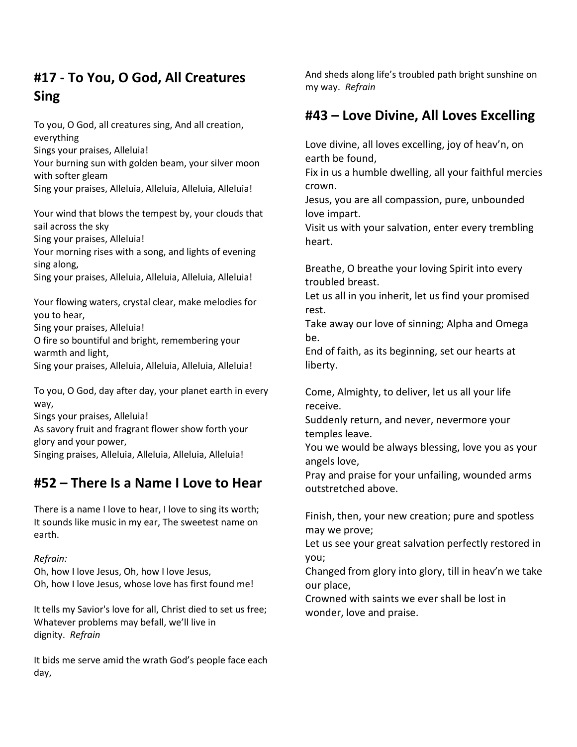## #17 - To You, O God, All Creatures Sing

To you, O God, all creatures sing, And all creation, everything
Sings your praises, Alleluia!
Your burning sun with golden beam, your silver moon with softer gleam
Sing your praises, Alleluia, Alleluia, Alleluia, Alleluia!

Your wind that blows the tempest by, your clouds that sail across the sky
Sing your praises, Alleluia!
Your morning rises with a song, and lights of evening sing along,
Sing your praises, Alleluia, Alleluia, Alleluia, Alleluia!

Your flowing waters, crystal clear, make melodies for you to hear,
Sing your praises, Alleluia!
O fire so bountiful and bright, remembering your warmth and light,
Sing your praises, Alleluia, Alleluia, Alleluia, Alleluia!

To you, O God, day after day, your planet earth in every way,
Sings your praises, Alleluia!
As savory fruit and fragrant flower show forth your glory and your power,
Singing praises, Alleluia, Alleluia, Alleluia, Alleluia!

## #52 – There Is a Name I Love to Hear

There is a name I love to hear, I love to sing its worth;
It sounds like music in my ear, The sweetest name on earth.

*Refrain:*
Oh, how I love Jesus, Oh, how I love Jesus,
Oh, how I love Jesus, whose love has first found me!

It tells my Savior's love for all, Christ died to set us free;
Whatever problems may befall, we'll live in dignity. *Refrain*

It bids me serve amid the wrath God's people face each day,
And sheds along life's troubled path bright sunshine on my way. *Refrain*

## #43 – Love Divine, All Loves Excelling

Love divine, all loves excelling, joy of heav'n, on earth be found,
Fix in us a humble dwelling, all your faithful mercies crown.
Jesus, you are all compassion, pure, unbounded love impart.
Visit us with your salvation, enter every trembling heart.

Breathe, O breathe your loving Spirit into every troubled breast.
Let us all in you inherit, let us find your promised rest.
Take away our love of sinning; Alpha and Omega be.
End of faith, as its beginning, set our hearts at liberty.

Come, Almighty, to deliver, let us all your life receive.
Suddenly return, and never, nevermore your temples leave.
You we would be always blessing, love you as your angels love,
Pray and praise for your unfailing, wounded arms outstretched above.

Finish, then, your new creation; pure and spotless may we prove;
Let us see your great salvation perfectly restored in you;
Changed from glory into glory, till in heav'n we take our place,
Crowned with saints we ever shall be lost in wonder, love and praise.